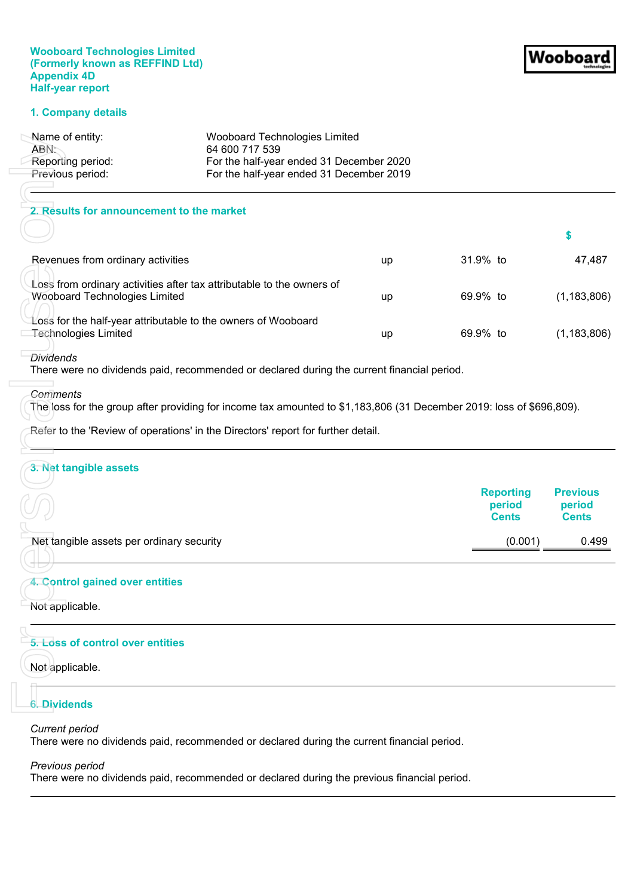**Wooboard Technologies Limited**
**(Formerly known as REFFIND Ltd)**
**Appendix 4D**
**Half-year report**

## 1. Company details

| | |
|---|---|
| Name of entity: | Wooboard Technologies Limited |
| ABN: | 64 600 717 539 |
| Reporting period: | For the half-year ended 31 December 2020 |
| Previous period: | For the half-year ended 31 December 2019 |

## 2. Results for announcement to the market

| | | | | $ |
|---|---|---|---|---|
| Revenues from ordinary activities | up | 31.9% | to | 47,487 |
| Loss from ordinary activities after tax attributable to the owners of Wooboard Technologies Limited | up | 69.9% | to | (1,183,806) |
| Loss for the half-year attributable to the owners of Wooboard Technologies Limited | up | 69.9% | to | (1,183,806) |

*Dividends*
There were no dividends paid, recommended or declared during the current financial period.

*Comments*
The loss for the group after providing for income tax amounted to $1,183,806 (31 December 2019: loss of $696,809).

Refer to the 'Review of operations' in the Directors' report for further detail.

## 3. Net tangible assets

| | Reporting period Cents | Previous period Cents |
|---|---|---|
| Net tangible assets per ordinary security | (0.001) | 0.499 |

## 4. Control gained over entities

Not applicable.

## 5. Loss of control over entities

Not applicable.

## 6. Dividends

*Current period*
There were no dividends paid, recommended or declared during the current financial period.

*Previous period*
There were no dividends paid, recommended or declared during the previous financial period.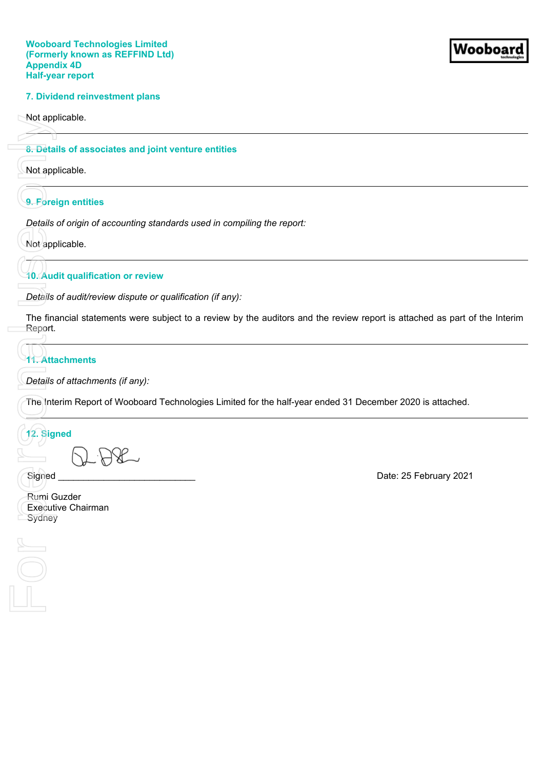## 7. Dividend reinvestment plans

Not applicable.

---

## 8. Details of associates and joint venture entities

Not applicable.

---

## 9. Foreign entities

*Details of origin of accounting standards used in compiling the report:*

Not applicable.

---

## 10. Audit qualification or review

*Details of audit/review dispute or qualification (if any):*

The financial statements were subject to a review by the auditors and the review report is attached as part of the Interim Report.

---

## 11. Attachments

*Details of attachments (if any):*

The Interim Report of Wooboard Technologies Limited for the half-year ended 31 December 2020 is attached.

---

## 12. Signed

Signed ___________________________ Date: 25 February 2021

Rumi Guzder
Executive Chairman
Sydney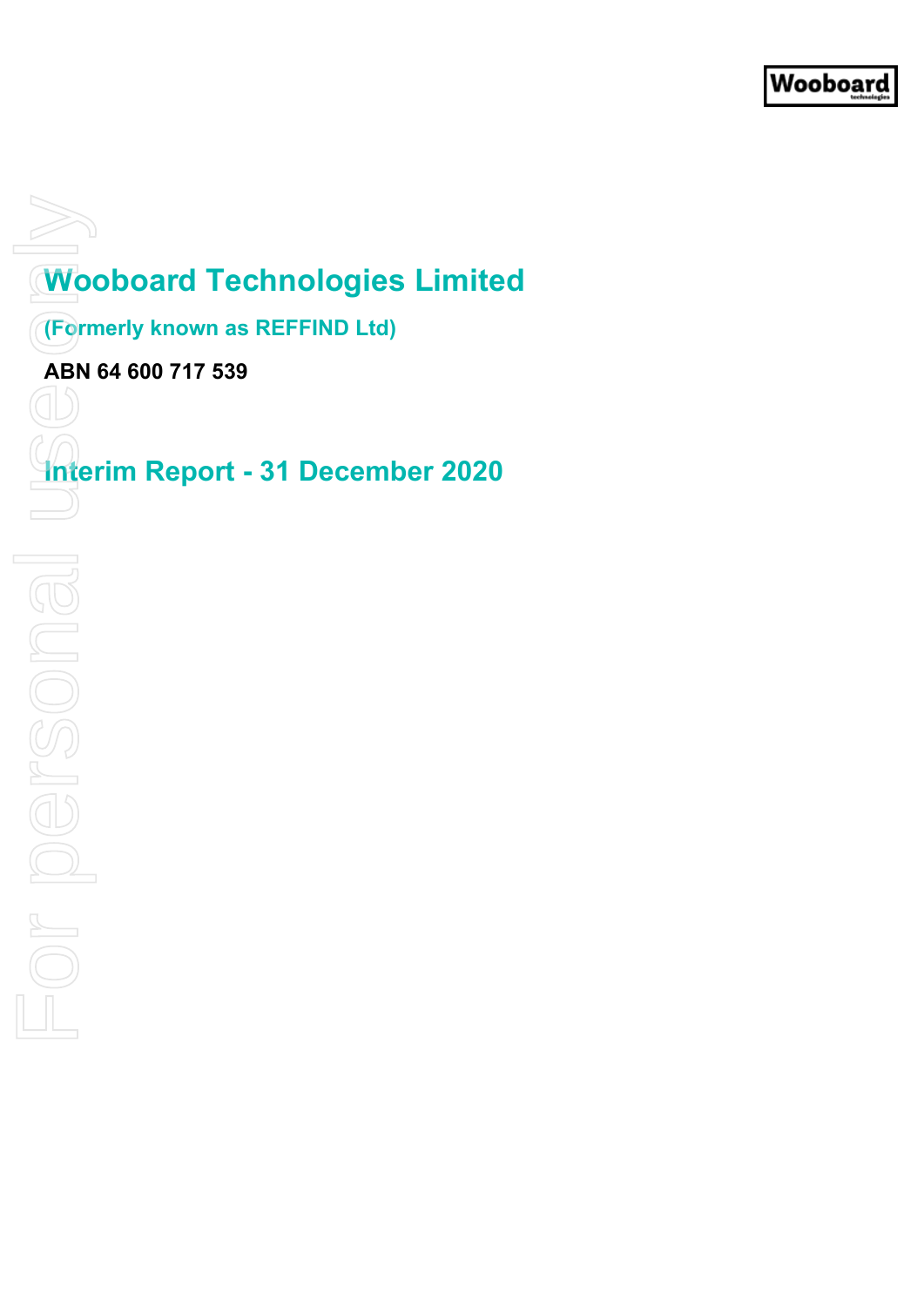# Wooboard Technologies Limited

**(Formerly known as REFFIND Ltd)**

**ABN 64 600 717 539**

# Interim Report - 31 December 2020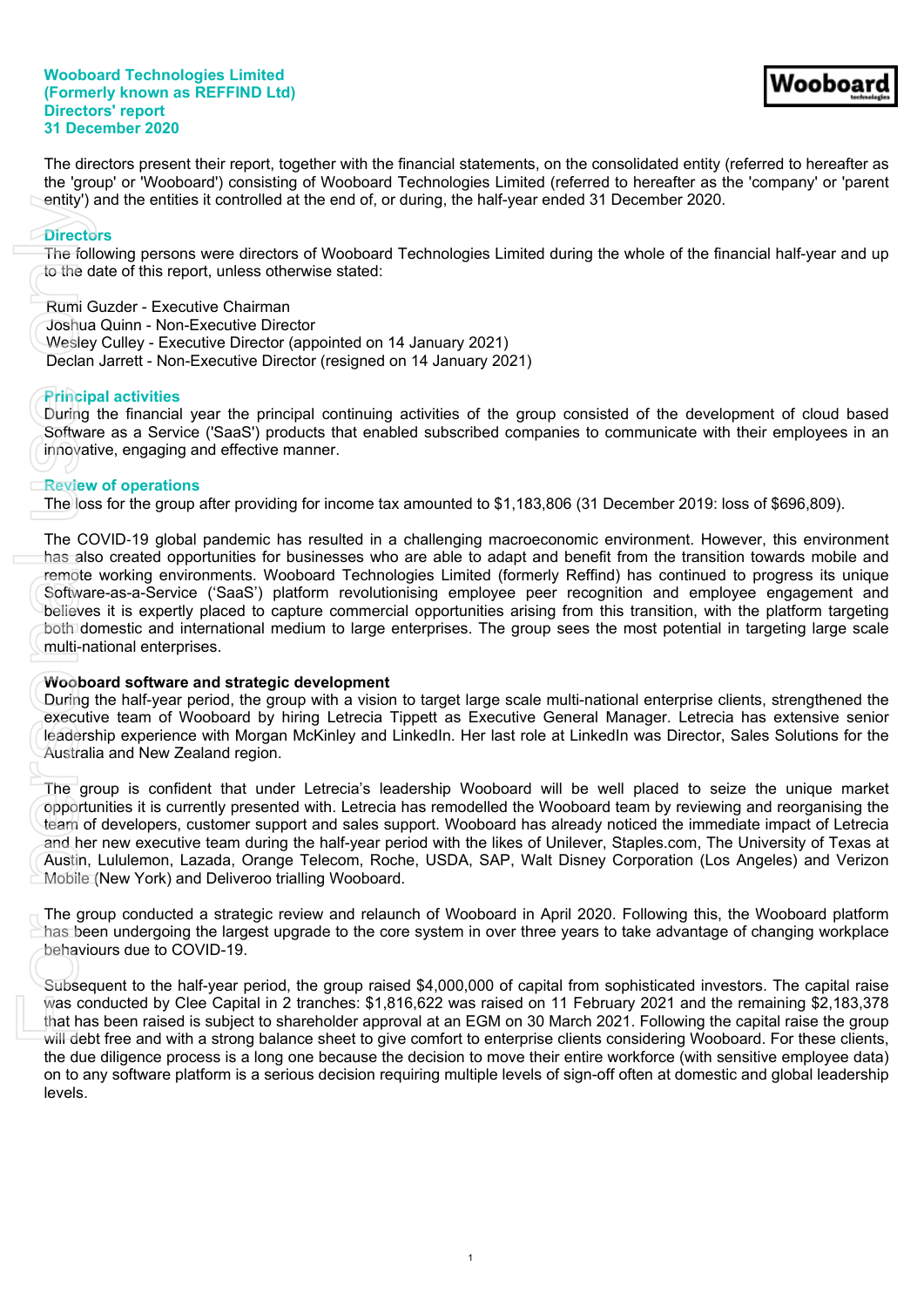**Wooboard Technologies Limited**
**(Formerly known as REFFIND Ltd)**
**Directors' report**
**31 December 2020**

The directors present their report, together with the financial statements, on the consolidated entity (referred to hereafter as the 'group' or 'Wooboard') consisting of Wooboard Technologies Limited (referred to hereafter as the 'company' or 'parent entity') and the entities it controlled at the end of, or during, the half-year ended 31 December 2020.

## Directors

The following persons were directors of Wooboard Technologies Limited during the whole of the financial half-year and up to the date of this report, unless otherwise stated:

Rumi Guzder - Executive Chairman
Joshua Quinn - Non-Executive Director
Wesley Culley - Executive Director (appointed on 14 January 2021)
Declan Jarrett - Non-Executive Director (resigned on 14 January 2021)

## Principal activities

During the financial year the principal continuing activities of the group consisted of the development of cloud based Software as a Service ('SaaS') products that enabled subscribed companies to communicate with their employees in an innovative, engaging and effective manner.

## Review of operations

The loss for the group after providing for income tax amounted to $1,183,806 (31 December 2019: loss of $696,809).

The COVID-19 global pandemic has resulted in a challenging macroeconomic environment. However, this environment has also created opportunities for businesses who are able to adapt and benefit from the transition towards mobile and remote working environments. Wooboard Technologies Limited (formerly Reffind) has continued to progress its unique Software-as-a-Service ('SaaS') platform revolutionising employee peer recognition and employee engagement and believes it is expertly placed to capture commercial opportunities arising from this transition, with the platform targeting both domestic and international medium to large enterprises. The group sees the most potential in targeting large scale multi-national enterprises.

**Wooboard software and strategic development**

During the half-year period, the group with a vision to target large scale multi-national enterprise clients, strengthened the executive team of Wooboard by hiring Letrecia Tippett as Executive General Manager. Letrecia has extensive senior leadership experience with Morgan McKinley and LinkedIn. Her last role at LinkedIn was Director, Sales Solutions for the Australia and New Zealand region.

The group is confident that under Letrecia's leadership Wooboard will be well placed to seize the unique market opportunities it is currently presented with. Letrecia has remodelled the Wooboard team by reviewing and reorganising the team of developers, customer support and sales support. Wooboard has already noticed the immediate impact of Letrecia and her new executive team during the half-year period with the likes of Unilever, Staples.com, The University of Texas at Austin, Lululemon, Lazada, Orange Telecom, Roche, USDA, SAP, Walt Disney Corporation (Los Angeles) and Verizon Mobile (New York) and Deliveroo trialling Wooboard.

The group conducted a strategic review and relaunch of Wooboard in April 2020. Following this, the Wooboard platform has been undergoing the largest upgrade to the core system in over three years to take advantage of changing workplace behaviours due to COVID-19.

Subsequent to the half-year period, the group raised $4,000,000 of capital from sophisticated investors. The capital raise was conducted by Clee Capital in 2 tranches: $1,816,622 was raised on 11 February 2021 and the remaining $2,183,378 that has been raised is subject to shareholder approval at an EGM on 30 March 2021. Following the capital raise the group will debt free and with a strong balance sheet to give comfort to enterprise clients considering Wooboard. For these clients, the due diligence process is a long one because the decision to move their entire workforce (with sensitive employee data) on to any software platform is a serious decision requiring multiple levels of sign-off often at domestic and global leadership levels.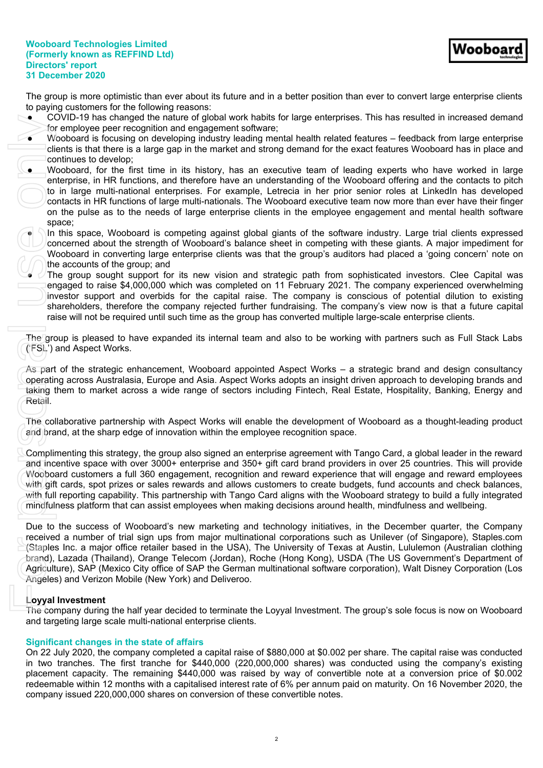The group is more optimistic than ever about its future and in a better position than ever to convert large enterprise clients to paying customers for the following reasons:

- COVID-19 has changed the nature of global work habits for large enterprises. This has resulted in increased demand for employee peer recognition and engagement software;
- Wooboard is focusing on developing industry leading mental health related features – feedback from large enterprise clients is that there is a large gap in the market and strong demand for the exact features Wooboard has in place and continues to develop;
- Wooboard, for the first time in its history, has an executive team of leading experts who have worked in large enterprise, in HR functions, and therefore have an understanding of the Wooboard offering and the contacts to pitch to in large multi-national enterprises. For example, Letrecia in her prior senior roles at LinkedIn has developed contacts in HR functions of large multi-nationals. The Wooboard executive team now more than ever have their finger on the pulse as to the needs of large enterprise clients in the employee engagement and mental health software space;
- In this space, Wooboard is competing against global giants of the software industry. Large trial clients expressed concerned about the strength of Wooboard's balance sheet in competing with these giants. A major impediment for Wooboard in converting large enterprise clients was that the group's auditors had placed a 'going concern' note on the accounts of the group; and
- The group sought support for its new vision and strategic path from sophisticated investors. Clee Capital was engaged to raise $4,000,000 which was completed on 11 February 2021. The company experienced overwhelming investor support and overbids for the capital raise. The company is conscious of potential dilution to existing shareholders, therefore the company rejected further fundraising. The company's view now is that a future capital raise will not be required until such time as the group has converted multiple large-scale enterprise clients.

The group is pleased to have expanded its internal team and also to be working with partners such as Full Stack Labs ('FSL') and Aspect Works.

As part of the strategic enhancement, Wooboard appointed Aspect Works – a strategic brand and design consultancy operating across Australasia, Europe and Asia. Aspect Works adopts an insight driven approach to developing brands and taking them to market across a wide range of sectors including Fintech, Real Estate, Hospitality, Banking, Energy and Retail.

The collaborative partnership with Aspect Works will enable the development of Wooboard as a thought-leading product and brand, at the sharp edge of innovation within the employee recognition space.

Complimenting this strategy, the group also signed an enterprise agreement with Tango Card, a global leader in the reward and incentive space with over 3000+ enterprise and 350+ gift card brand providers in over 25 countries. This will provide Wooboard customers a full 360 engagement, recognition and reward experience that will engage and reward employees with gift cards, spot prizes or sales rewards and allows customers to create budgets, fund accounts and check balances, with full reporting capability. This partnership with Tango Card aligns with the Wooboard strategy to build a fully integrated mindfulness platform that can assist employees when making decisions around health, mindfulness and wellbeing.

Due to the success of Wooboard's new marketing and technology initiatives, in the December quarter, the Company received a number of trial sign ups from major multinational corporations such as Unilever (of Singapore), Staples.com (Staples Inc. a major office retailer based in the USA), The University of Texas at Austin, Lululemon (Australian clothing brand), Lazada (Thailand), Orange Telecom (Jordan), Roche (Hong Kong), USDA (The US Government's Department of Agriculture), SAP (Mexico City office of SAP the German multinational software corporation), Walt Disney Corporation (Los Angeles) and Verizon Mobile (New York) and Deliveroo.

**Loyyal Investment**

The company during the half year decided to terminate the Loyyal Investment. The group's sole focus is now on Wooboard and targeting large scale multi-national enterprise clients.

## Significant changes in the state of affairs

On 22 July 2020, the company completed a capital raise of $880,000 at $0.002 per share. The capital raise was conducted in two tranches. The first tranche for $440,000 (220,000,000 shares) was conducted using the company's existing placement capacity. The remaining $440,000 was raised by way of convertible note at a conversion price of $0.002 redeemable within 12 months with a capitalised interest rate of 6% per annum paid on maturity. On 16 November 2020, the company issued 220,000,000 shares on conversion of these convertible notes.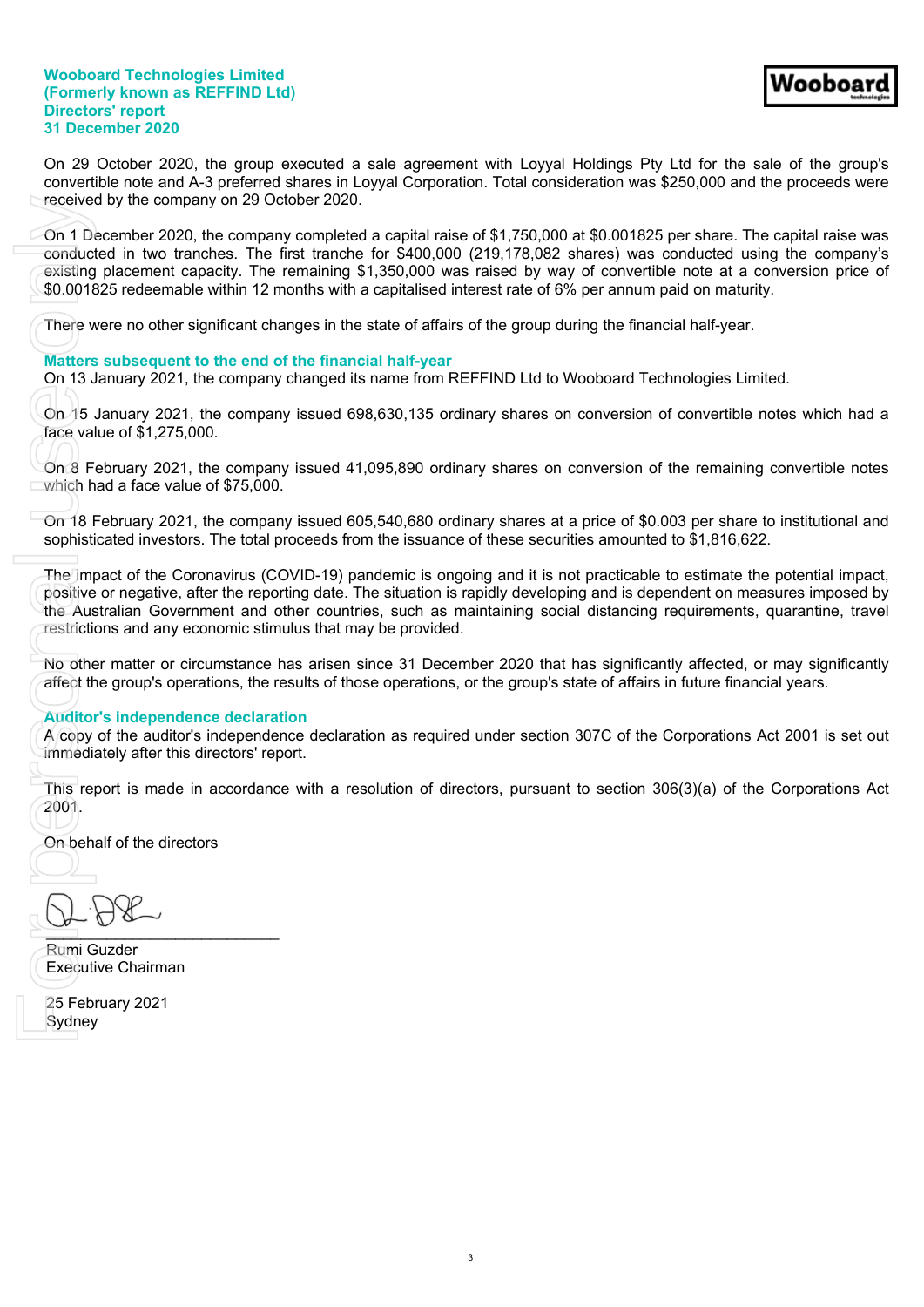On 29 October 2020, the group executed a sale agreement with Loyyal Holdings Pty Ltd for the sale of the group's convertible note and A-3 preferred shares in Loyyal Corporation. Total consideration was $250,000 and the proceeds were received by the company on 29 October 2020.

On 1 December 2020, the company completed a capital raise of $1,750,000 at $0.001825 per share. The capital raise was conducted in two tranches. The first tranche for $400,000 (219,178,082 shares) was conducted using the company's existing placement capacity. The remaining $1,350,000 was raised by way of convertible note at a conversion price of $0.001825 redeemable within 12 months with a capitalised interest rate of 6% per annum paid on maturity.

There were no other significant changes in the state of affairs of the group during the financial half-year.

## Matters subsequent to the end of the financial half-year

On 13 January 2021, the company changed its name from REFFIND Ltd to Wooboard Technologies Limited.

On 15 January 2021, the company issued 698,630,135 ordinary shares on conversion of convertible notes which had a face value of $1,275,000.

On 8 February 2021, the company issued 41,095,890 ordinary shares on conversion of the remaining convertible notes which had a face value of $75,000.

On 18 February 2021, the company issued 605,540,680 ordinary shares at a price of $0.003 per share to institutional and sophisticated investors. The total proceeds from the issuance of these securities amounted to $1,816,622.

The impact of the Coronavirus (COVID-19) pandemic is ongoing and it is not practicable to estimate the potential impact, positive or negative, after the reporting date. The situation is rapidly developing and is dependent on measures imposed by the Australian Government and other countries, such as maintaining social distancing requirements, quarantine, travel restrictions and any economic stimulus that may be provided.

No other matter or circumstance has arisen since 31 December 2020 that has significantly affected, or may significantly affect the group's operations, the results of those operations, or the group's state of affairs in future financial years.

## Auditor's independence declaration

A copy of the auditor's independence declaration as required under section 307C of the Corporations Act 2001 is set out immediately after this directors' report.

This report is made in accordance with a resolution of directors, pursuant to section 306(3)(a) of the Corporations Act 2001.

On behalf of the directors

\_\_\_\_\_\_\_\_\_\_\_\_\_\_\_\_\_\_\_\_\_\_\_\_\_\_\_

Rumi Guzder
Executive Chairman

25 February 2021
Sydney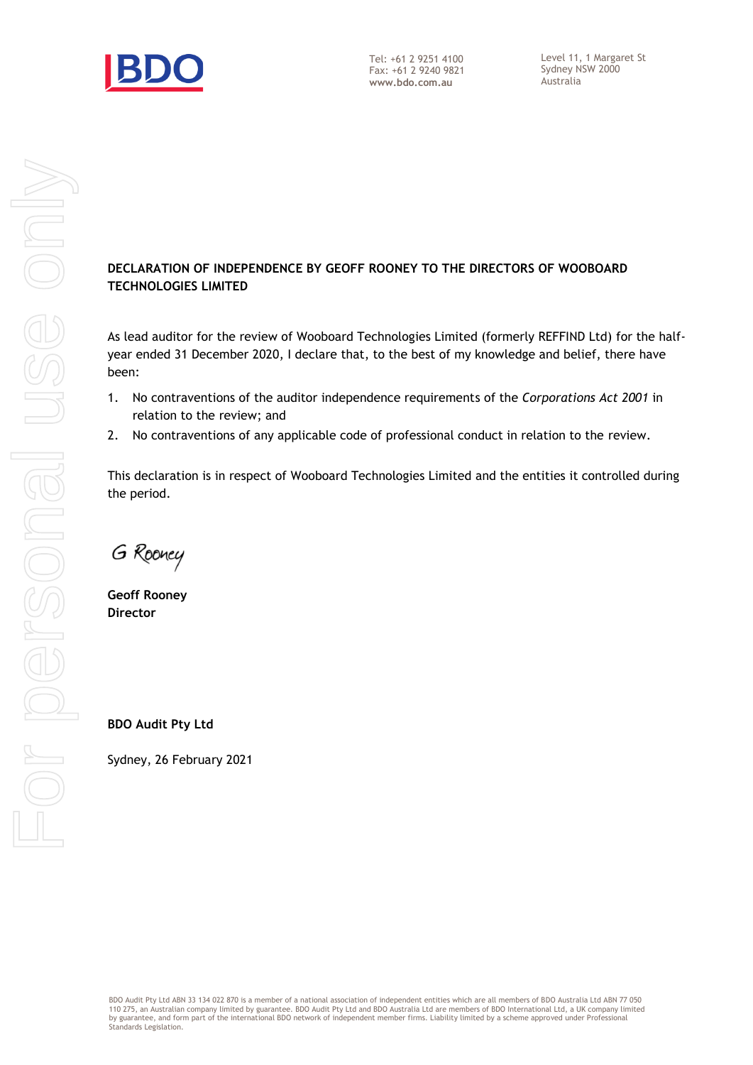Tel: +61 2 9251 4100
Fax: +61 2 9240 9821
**www.bdo.com.au**

Level 11, 1 Margaret St
Sydney NSW 2000
Australia

**DECLARATION OF INDEPENDENCE BY GEOFF ROONEY TO THE DIRECTORS OF WOOBOARD TECHNOLOGIES LIMITED**

As lead auditor for the review of Wooboard Technologies Limited (formerly REFFIND Ltd) for the half-year ended 31 December 2020, I declare that, to the best of my knowledge and belief, there have been:

1. No contraventions of the auditor independence requirements of the *Corporations Act 2001* in relation to the review; and
2. No contraventions of any applicable code of professional conduct in relation to the review.

This declaration is in respect of Wooboard Technologies Limited and the entities it controlled during the period.

G Rooney

**Geoff Rooney**
**Director**

**BDO Audit Pty Ltd**

Sydney, 26 February 2021

BDO Audit Pty Ltd ABN 33 134 022 870 is a member of a national association of independent entities which are all members of BDO Australia Ltd ABN 77 050 110 275, an Australian company limited by guarantee. BDO Audit Pty Ltd and BDO Australia Ltd are members of BDO International Ltd, a UK company limited by guarantee, and form part of the international BDO network of independent member firms. Liability limited by a scheme approved under Professional Standards Legislation.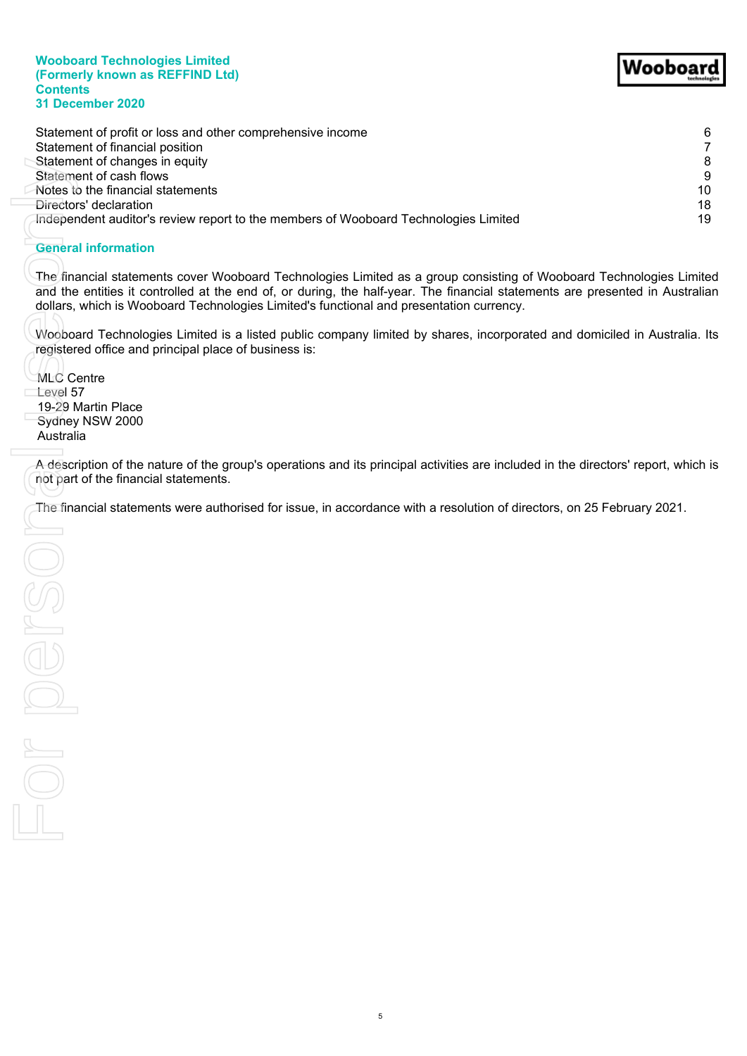**Wooboard Technologies Limited**
**(Formerly known as REFFIND Ltd)**
**Contents**
**31 December 2020**

| | |
|---|---|
| Statement of profit or loss and other comprehensive income | 6 |
| Statement of financial position | 7 |
| Statement of changes in equity | 8 |
| Statement of cash flows | 9 |
| Notes to the financial statements | 10 |
| Directors' declaration | 18 |
| Independent auditor's review report to the members of Wooboard Technologies Limited | 19 |

## General information

The financial statements cover Wooboard Technologies Limited as a group consisting of Wooboard Technologies Limited and the entities it controlled at the end of, or during, the half-year. The financial statements are presented in Australian dollars, which is Wooboard Technologies Limited's functional and presentation currency.

Wooboard Technologies Limited is a listed public company limited by shares, incorporated and domiciled in Australia. Its registered office and principal place of business is:

MLC Centre
Level 57
19-29 Martin Place
Sydney NSW 2000
Australia

A description of the nature of the group's operations and its principal activities are included in the directors' report, which is not part of the financial statements.

The financial statements were authorised for issue, in accordance with a resolution of directors, on 25 February 2021.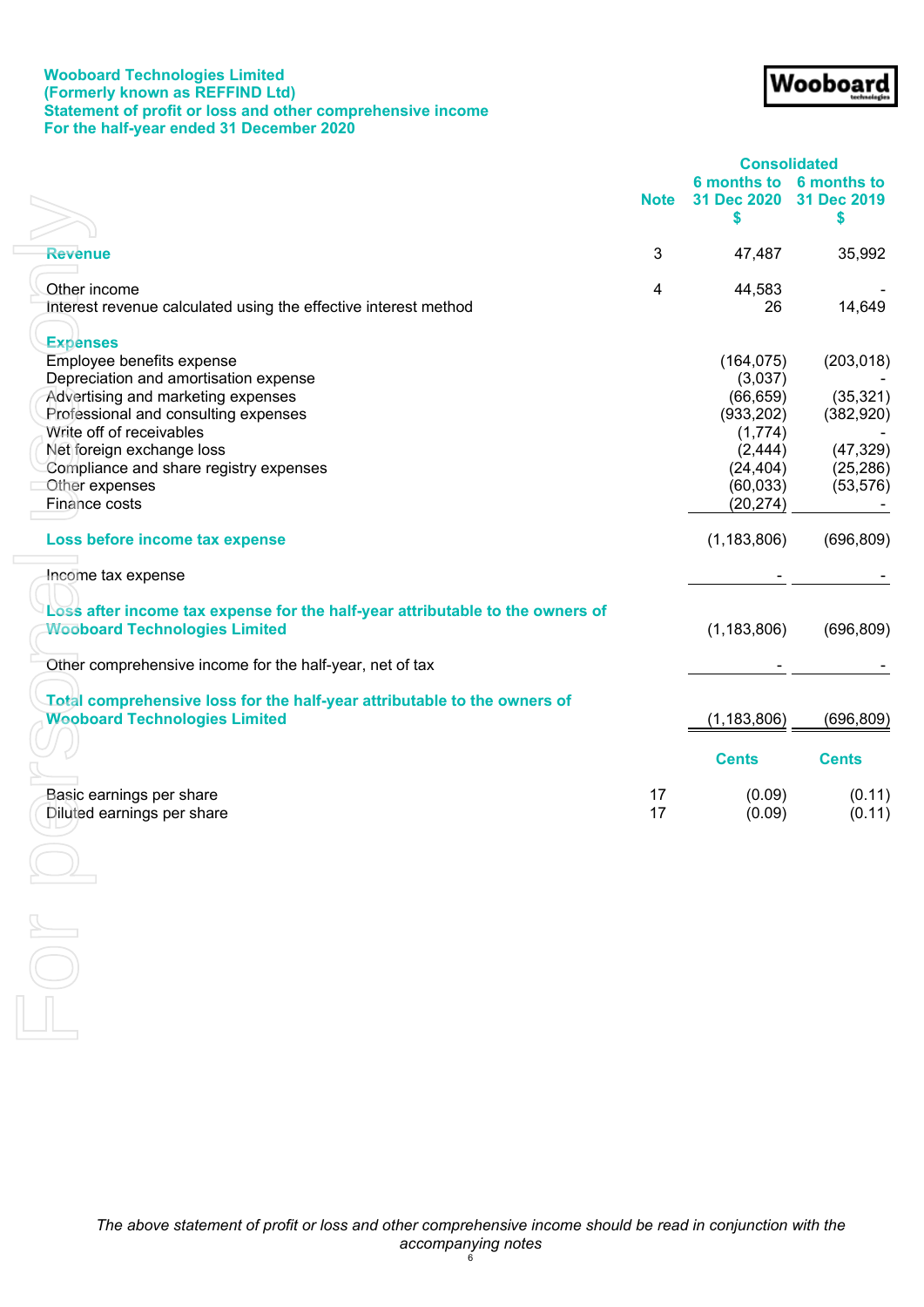**Wooboard Technologies Limited**
**(Formerly known as REFFIND Ltd)**
**Statement of profit or loss and other comprehensive income**
**For the half-year ended 31 December 2020**

| | Note | Consolidated 6 months to 31 Dec 2020 $ | Consolidated 6 months to 31 Dec 2019 $ |
|---|---|---|---|
| **Revenue** | 3 | 47,487 | 35,992 |
| | | | |
| Other income | 4 | 44,583 | - |
| Interest revenue calculated using the effective interest method | | 26 | 14,649 |
| | | | |
| **Expenses** | | | |
| Employee benefits expense | | (164,075) | (203,018) |
| Depreciation and amortisation expense | | (3,037) | - |
| Advertising and marketing expenses | | (66,659) | (35,321) |
| Professional and consulting expenses | | (933,202) | (382,920) |
| Write off of receivables | | (1,774) | - |
| Net foreign exchange loss | | (2,444) | (47,329) |
| Compliance and share registry expenses | | (24,404) | (25,286) |
| Other expenses | | (60,033) | (53,576) |
| Finance costs | | (20,274) | - |
| | | | |
| **Loss before income tax expense** | | (1,183,806) | (696,809) |
| | | | |
| Income tax expense | | - | - |
| | | | |
| **Loss after income tax expense for the half-year attributable to the owners of Wooboard Technologies Limited** | | (1,183,806) | (696,809) |
| | | | |
| Other comprehensive income for the half-year, net of tax | | - | - |
| | | | |
| **Total comprehensive loss for the half-year attributable to the owners of Wooboard Technologies Limited** | | (1,183,806) | (696,809) |
| | | | |
| | | **Cents** | **Cents** |
| Basic earnings per share | 17 | (0.09) | (0.11) |
| Diluted earnings per share | 17 | (0.09) | (0.11) |

*The above statement of profit or loss and other comprehensive income should be read in conjunction with the accompanying notes*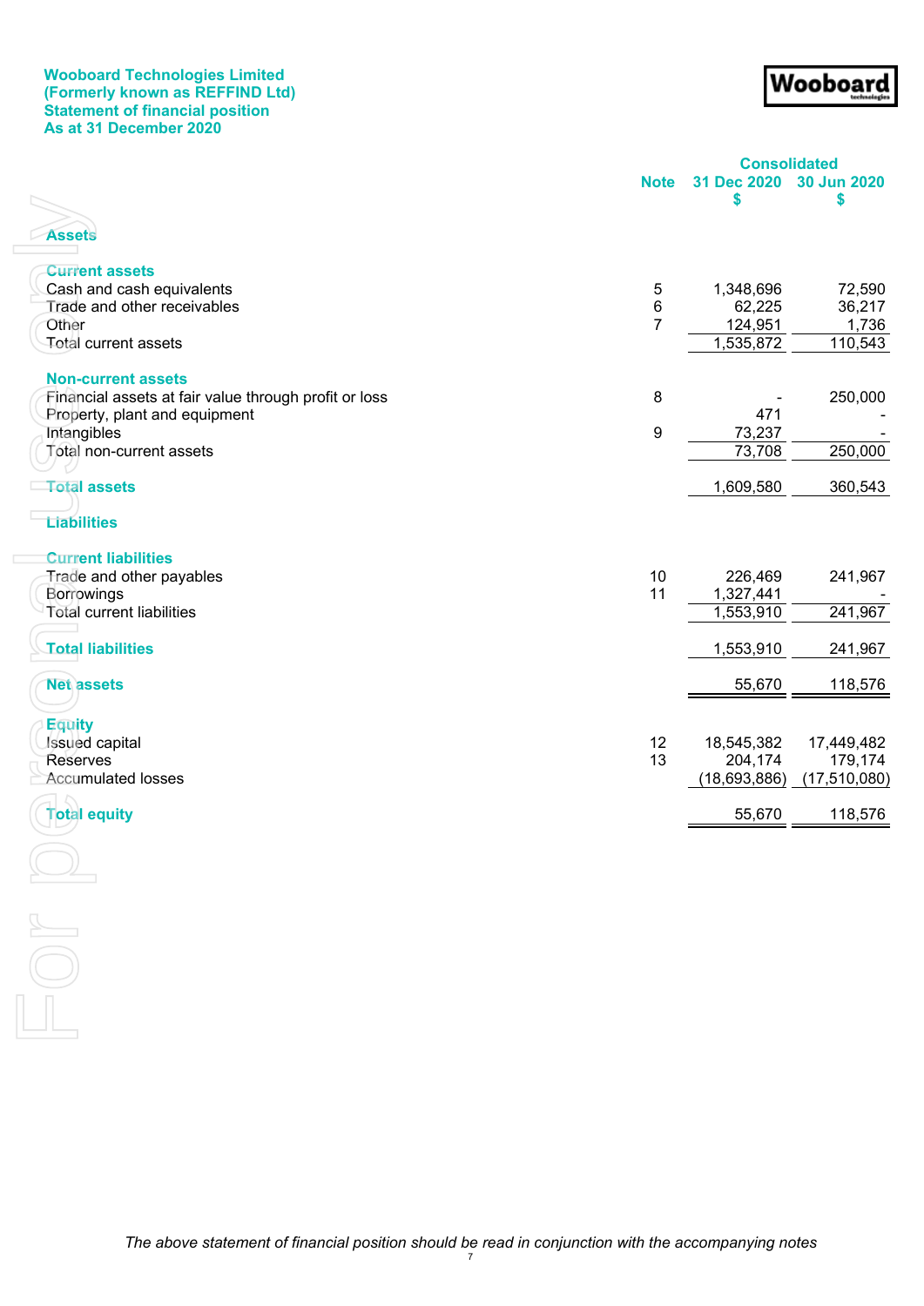**Wooboard Technologies Limited**
**(Formerly known as REFFIND Ltd)**
**Statement of financial position**
**As at 31 December 2020**

| | Note | Consolidated 31 Dec 2020 $ | 30 Jun 2020 $ |
|---|---|---|---|
| **Assets** | | | |
| **Current assets** | | | |
| Cash and cash equivalents | 5 | 1,348,696 | 72,590 |
| Trade and other receivables | 6 | 62,225 | 36,217 |
| Other | 7 | 124,951 | 1,736 |
| Total current assets | | 1,535,872 | 110,543 |
| **Non-current assets** | | | |
| Financial assets at fair value through profit or loss | 8 | - | 250,000 |
| Property, plant and equipment | | 471 | - |
| Intangibles | 9 | 73,237 | - |
| Total non-current assets | | 73,708 | 250,000 |
| **Total assets** | | 1,609,580 | 360,543 |
| **Liabilities** | | | |
| **Current liabilities** | | | |
| Trade and other payables | 10 | 226,469 | 241,967 |
| Borrowings | 11 | 1,327,441 | - |
| Total current liabilities | | 1,553,910 | 241,967 |
| **Total liabilities** | | 1,553,910 | 241,967 |
| **Net assets** | | 55,670 | 118,576 |
| **Equity** | | | |
| Issued capital | 12 | 18,545,382 | 17,449,482 |
| Reserves | 13 | 204,174 | 179,174 |
| Accumulated losses | | (18,693,886) | (17,510,080) |
| **Total equity** | | 55,670 | 118,576 |

*The above statement of financial position should be read in conjunction with the accompanying notes*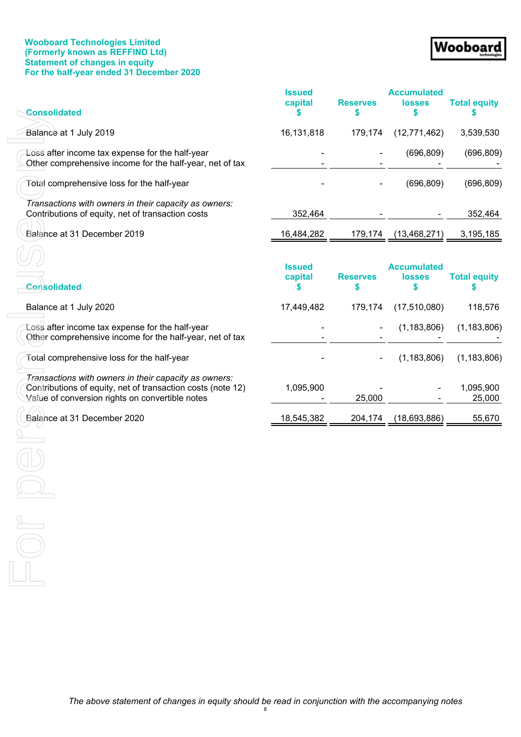**Wooboard Technologies Limited**
**(Formerly known as REFFIND Ltd)**
**Statement of changes in equity**
**For the half-year ended 31 December 2020**

| Consolidated | Issued capital $ | Reserves $ | Accumulated losses $ | Total equity $ |
|---|---|---|---|---|
| Balance at 1 July 2019 | 16,131,818 | 179,174 | (12,771,462) | 3,539,530 |
| Loss after income tax expense for the half-year | - | - | (696,809) | (696,809) |
| Other comprehensive income for the half-year, net of tax | - | - | - | - |
| Total comprehensive loss for the half-year | - | - | (696,809) | (696,809) |
| *Transactions with owners in their capacity as owners:* | | | | |
| Contributions of equity, net of transaction costs | 352,464 | - | - | 352,464 |
| Balance at 31 December 2019 | 16,484,282 | 179,174 | (13,468,271) | 3,195,185 |

| Consolidated | Issued capital $ | Reserves $ | Accumulated losses $ | Total equity $ |
|---|---|---|---|---|
| Balance at 1 July 2020 | 17,449,482 | 179,174 | (17,510,080) | 118,576 |
| Loss after income tax expense for the half-year | - | - | (1,183,806) | (1,183,806) |
| Other comprehensive income for the half-year, net of tax | - | - | - | - |
| Total comprehensive loss for the half-year | - | - | (1,183,806) | (1,183,806) |
| *Transactions with owners in their capacity as owners:* | | | | |
| Contributions of equity, net of transaction costs (note 12) | 1,095,900 | - | - | 1,095,900 |
| Value of conversion rights on convertible notes | - | 25,000 | - | 25,000 |
| Balance at 31 December 2020 | 18,545,382 | 204,174 | (18,693,886) | 55,670 |

*The above statement of changes in equity should be read in conjunction with the accompanying notes*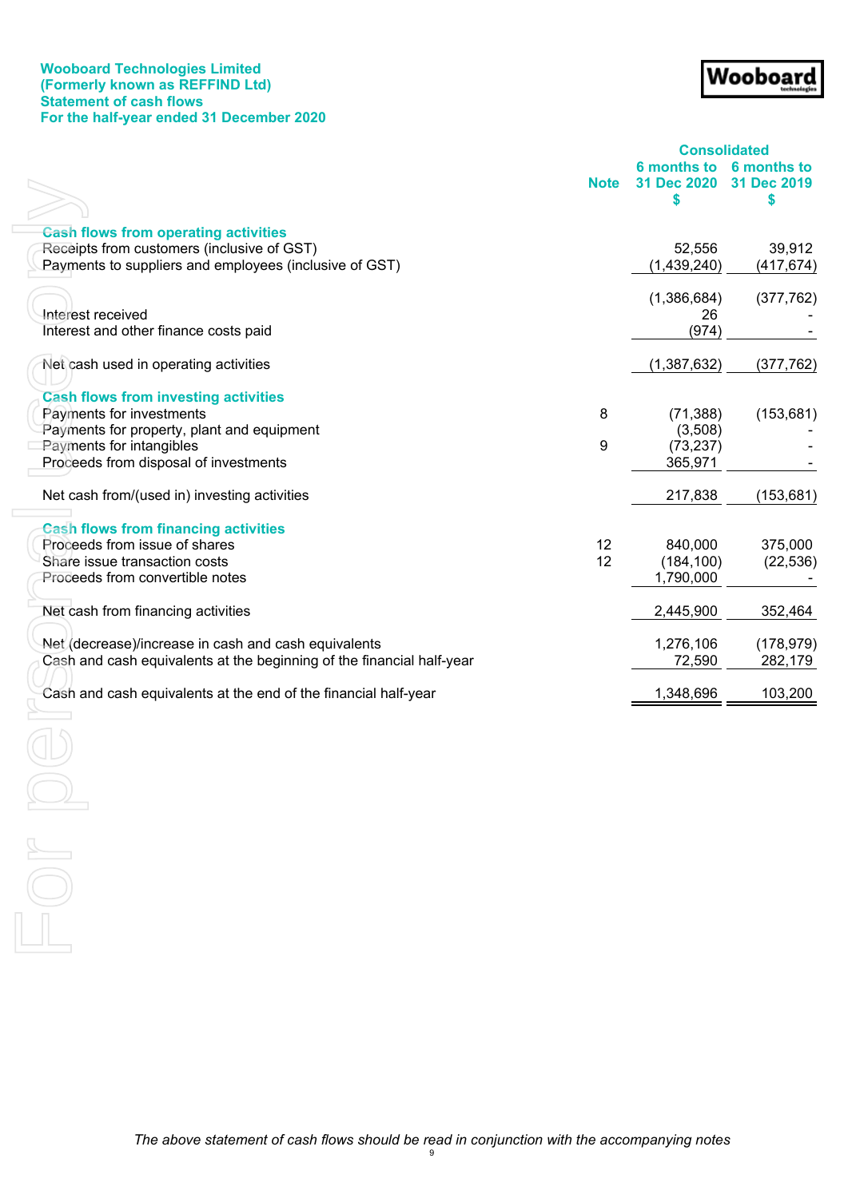**Wooboard Technologies Limited**
**(Formerly known as REFFIND Ltd)**
**Statement of cash flows**
**For the half-year ended 31 December 2020**

| | Note | Consolidated 6 months to 31 Dec 2020 $ | Consolidated 6 months to 31 Dec 2019 $ |
|---|---|---|---|
| **Cash flows from operating activities** | | | |
| Receipts from customers (inclusive of GST) | | 52,556 | 39,912 |
| Payments to suppliers and employees (inclusive of GST) | | (1,439,240) | (417,674) |
| | | (1,386,684) | (377,762) |
| Interest received | | 26 | - |
| Interest and other finance costs paid | | (974) | - |
| Net cash used in operating activities | | (1,387,632) | (377,762) |
| **Cash flows from investing activities** | | | |
| Payments for investments | 8 | (71,388) | (153,681) |
| Payments for property, plant and equipment | | (3,508) | - |
| Payments for intangibles | 9 | (73,237) | - |
| Proceeds from disposal of investments | | 365,971 | - |
| Net cash from/(used in) investing activities | | 217,838 | (153,681) |
| **Cash flows from financing activities** | | | |
| Proceeds from issue of shares | 12 | 840,000 | 375,000 |
| Share issue transaction costs | 12 | (184,100) | (22,536) |
| Proceeds from convertible notes | | 1,790,000 | - |
| Net cash from financing activities | | 2,445,900 | 352,464 |
| Net (decrease)/increase in cash and cash equivalents | | 1,276,106 | (178,979) |
| Cash and cash equivalents at the beginning of the financial half-year | | 72,590 | 282,179 |
| Cash and cash equivalents at the end of the financial half-year | | 1,348,696 | 103,200 |

*The above statement of cash flows should be read in conjunction with the accompanying notes*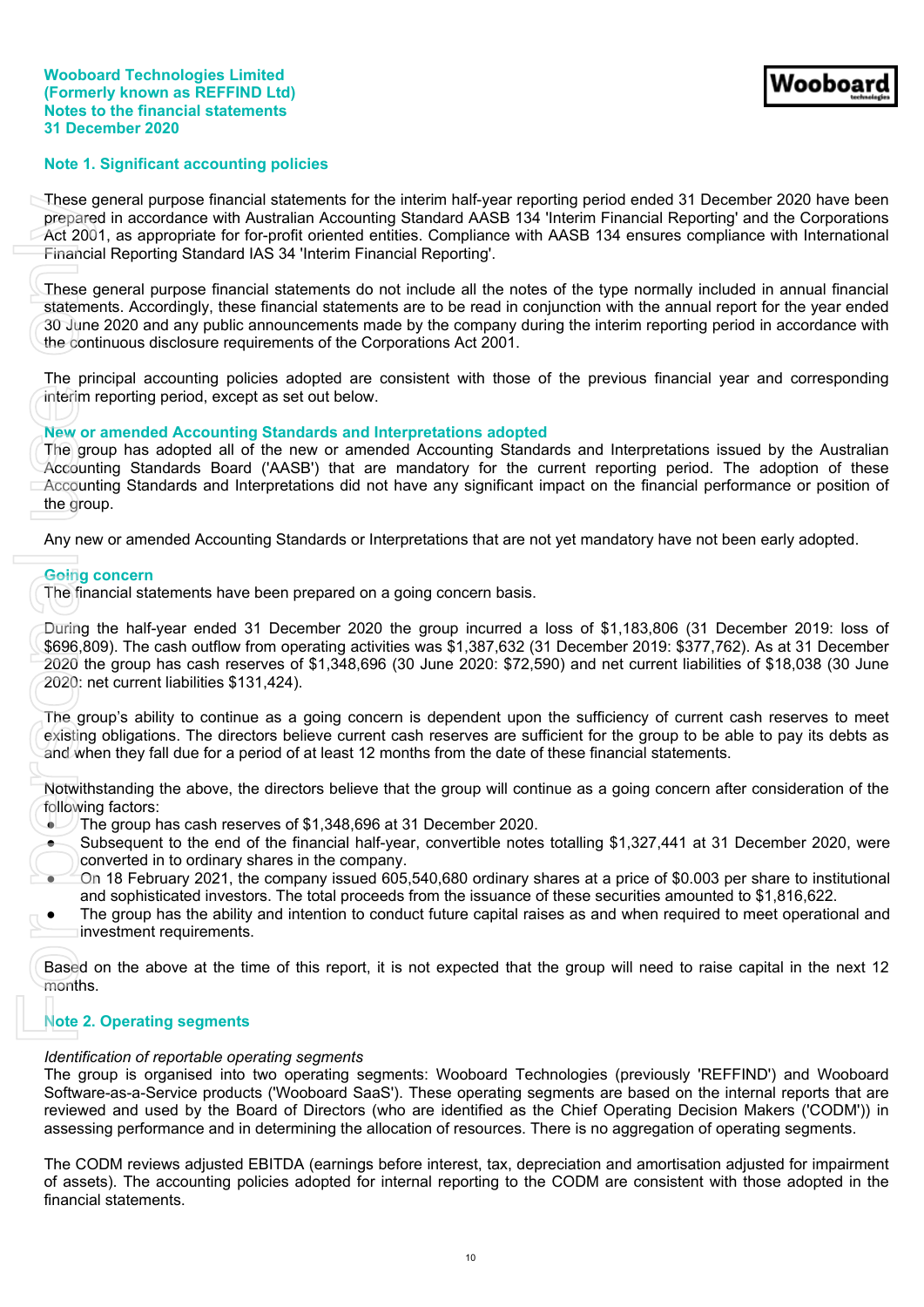**Wooboard Technologies Limited**
**(Formerly known as REFFIND Ltd)**
**Notes to the financial statements**
**31 December 2020**

## Note 1. Significant accounting policies

These general purpose financial statements for the interim half-year reporting period ended 31 December 2020 have been prepared in accordance with Australian Accounting Standard AASB 134 'Interim Financial Reporting' and the Corporations Act 2001, as appropriate for for-profit oriented entities. Compliance with AASB 134 ensures compliance with International Financial Reporting Standard IAS 34 'Interim Financial Reporting'.

These general purpose financial statements do not include all the notes of the type normally included in annual financial statements. Accordingly, these financial statements are to be read in conjunction with the annual report for the year ended 30 June 2020 and any public announcements made by the company during the interim reporting period in accordance with the continuous disclosure requirements of the Corporations Act 2001.

The principal accounting policies adopted are consistent with those of the previous financial year and corresponding interim reporting period, except as set out below.

### New or amended Accounting Standards and Interpretations adopted

The group has adopted all of the new or amended Accounting Standards and Interpretations issued by the Australian Accounting Standards Board ('AASB') that are mandatory for the current reporting period. The adoption of these Accounting Standards and Interpretations did not have any significant impact on the financial performance or position of the group.

Any new or amended Accounting Standards or Interpretations that are not yet mandatory have not been early adopted.

### Going concern

The financial statements have been prepared on a going concern basis.

During the half-year ended 31 December 2020 the group incurred a loss of $1,183,806 (31 December 2019: loss of $696,809). The cash outflow from operating activities was $1,387,632 (31 December 2019: $377,762). As at 31 December 2020 the group has cash reserves of $1,348,696 (30 June 2020: $72,590) and net current liabilities of $18,038 (30 June 2020: net current liabilities $131,424).

The group's ability to continue as a going concern is dependent upon the sufficiency of current cash reserves to meet existing obligations. The directors believe current cash reserves are sufficient for the group to be able to pay its debts as and when they fall due for a period of at least 12 months from the date of these financial statements.

Notwithstanding the above, the directors believe that the group will continue as a going concern after consideration of the following factors:

- The group has cash reserves of $1,348,696 at 31 December 2020.
- Subsequent to the end of the financial half-year, convertible notes totalling $1,327,441 at 31 December 2020, were converted in to ordinary shares in the company.
- On 18 February 2021, the company issued 605,540,680 ordinary shares at a price of $0.003 per share to institutional and sophisticated investors. The total proceeds from the issuance of these securities amounted to $1,816,622.
- The group has the ability and intention to conduct future capital raises as and when required to meet operational and investment requirements.

Based on the above at the time of this report, it is not expected that the group will need to raise capital in the next 12 months.

## Note 2. Operating segments

*Identification of reportable operating segments*

The group is organised into two operating segments: Wooboard Technologies (previously 'REFFIND') and Wooboard Software-as-a-Service products ('Wooboard SaaS'). These operating segments are based on the internal reports that are reviewed and used by the Board of Directors (who are identified as the Chief Operating Decision Makers ('CODM')) in assessing performance and in determining the allocation of resources. There is no aggregation of operating segments.

The CODM reviews adjusted EBITDA (earnings before interest, tax, depreciation and amortisation adjusted for impairment of assets). The accounting policies adopted for internal reporting to the CODM are consistent with those adopted in the financial statements.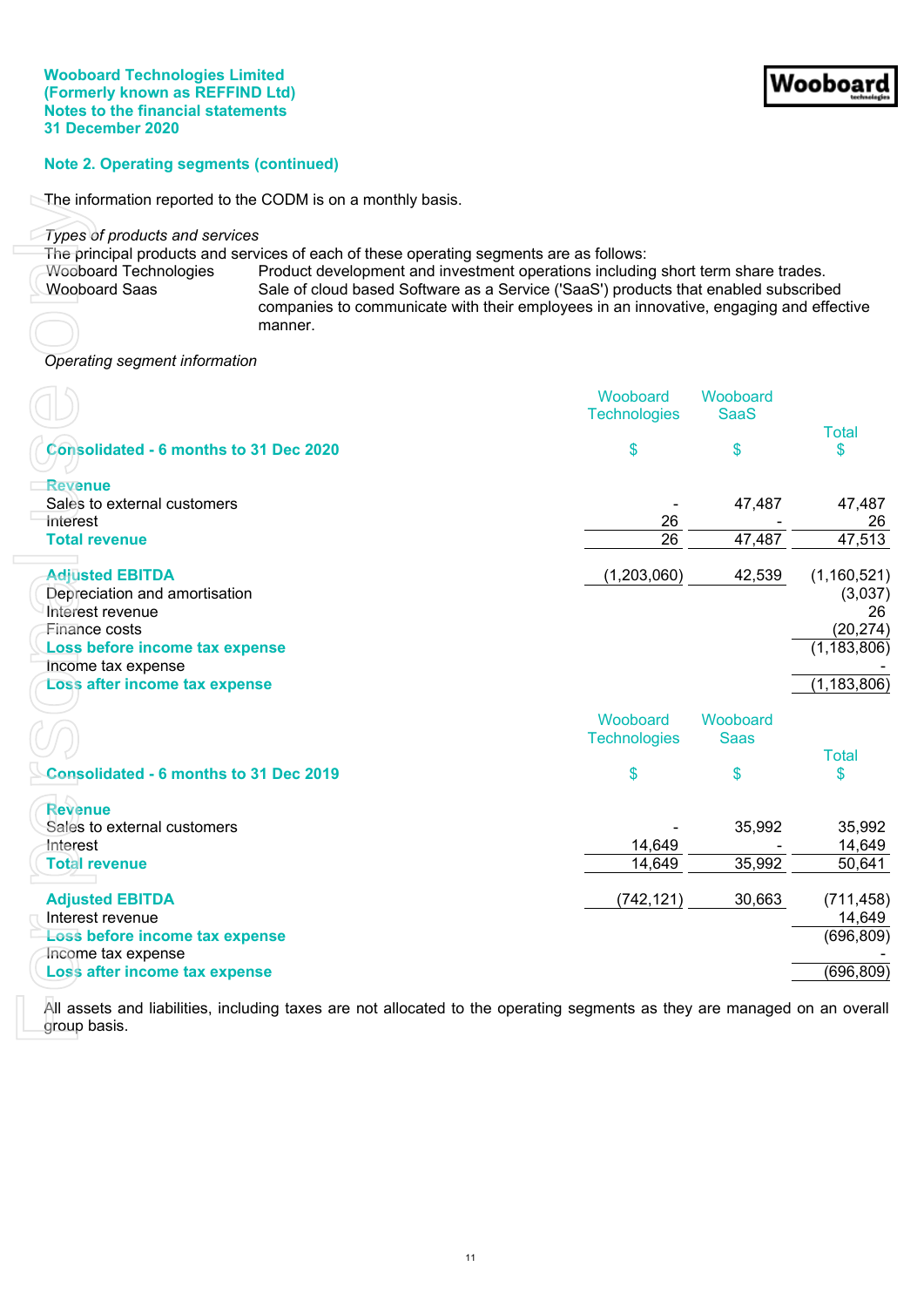**Wooboard Technologies Limited**
**(Formerly known as REFFIND Ltd)**
**Notes to the financial statements**
**31 December 2020**

## Note 2. Operating segments (continued)

The information reported to the CODM is on a monthly basis.

*Types of products and services*

The principal products and services of each of these operating segments are as follows:

| | |
|---|---|
| Wooboard Technologies | Product development and investment operations including short term share trades. |
| Wooboard Saas | Sale of cloud based Software as a Service ('SaaS') products that enabled subscribed companies to communicate with their employees in an innovative, engaging and effective manner. |

*Operating segment information*

| Consolidated - 6 months to 31 Dec 2020 | Wooboard Technologies $ | Wooboard SaaS $ | Total $ |
|---|---|---|---|
| **Revenue** | | | |
| Sales to external customers | - | 47,487 | 47,487 |
| Interest | 26 | - | 26 |
| **Total revenue** | 26 | 47,487 | 47,513 |
| | | | |
| **Adjusted EBITDA** | (1,203,060) | 42,539 | (1,160,521) |
| Depreciation and amortisation | | | (3,037) |
| Interest revenue | | | 26 |
| Finance costs | | | (20,274) |
| **Loss before income tax expense** | | | (1,183,806) |
| Income tax expense | | | - |
| **Loss after income tax expense** | | | (1,183,806) |

| Consolidated - 6 months to 31 Dec 2019 | Wooboard Technologies $ | Wooboard Saas $ | Total $ |
|---|---|---|---|
| **Revenue** | | | |
| Sales to external customers | - | 35,992 | 35,992 |
| Interest | 14,649 | - | 14,649 |
| **Total revenue** | 14,649 | 35,992 | 50,641 |
| | | | |
| **Adjusted EBITDA** | (742,121) | 30,663 | (711,458) |
| Interest revenue | | | 14,649 |
| **Loss before income tax expense** | | | (696,809) |
| Income tax expense | | | - |
| **Loss after income tax expense** | | | (696,809) |

All assets and liabilities, including taxes are not allocated to the operating segments as they are managed on an overall group basis.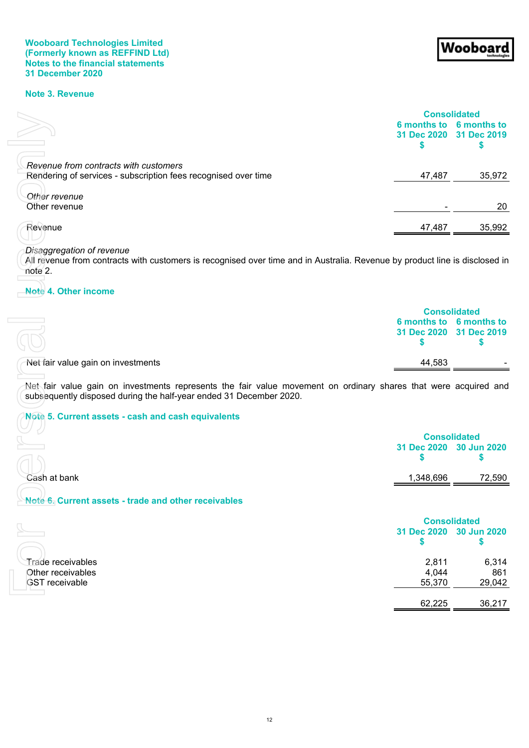**Wooboard Technologies Limited**
**(Formerly known as REFFIND Ltd)**
**Notes to the financial statements**
**31 December 2020**

## Note 3. Revenue

| | Consolidated | |
|---|---|---|
| | 6 months to 31 Dec 2020 $ | 6 months to 31 Dec 2019 $ |
| *Revenue from contracts with customers* | | |
| Rendering of services - subscription fees recognised over time | 47,487 | 35,972 |
| *Other revenue* | | |
| Other revenue | - | 20 |
| Revenue | 47,487 | 35,992 |

*Disaggregation of revenue*
All revenue from contracts with customers is recognised over time and in Australia. Revenue by product line is disclosed in note 2.

## Note 4. Other income

| | Consolidated | |
|---|---|---|
| | 6 months to 31 Dec 2020 $ | 6 months to 31 Dec 2019 $ |
| Net fair value gain on investments | 44,583 | - |

Net fair value gain on investments represents the fair value movement on ordinary shares that were acquired and subsequently disposed during the half-year ended 31 December 2020.

## Note 5. Current assets - cash and cash equivalents

| | Consolidated | |
|---|---|---|
| | 31 Dec 2020 $ | 30 Jun 2020 $ |
| Cash at bank | 1,348,696 | 72,590 |

## Note 6. Current assets - trade and other receivables

| | Consolidated | |
|---|---|---|
| | 31 Dec 2020 $ | 30 Jun 2020 $ |
| Trade receivables | 2,811 | 6,314 |
| Other receivables | 4,044 | 861 |
| GST receivable | 55,370 | 29,042 |
| | 62,225 | 36,217 |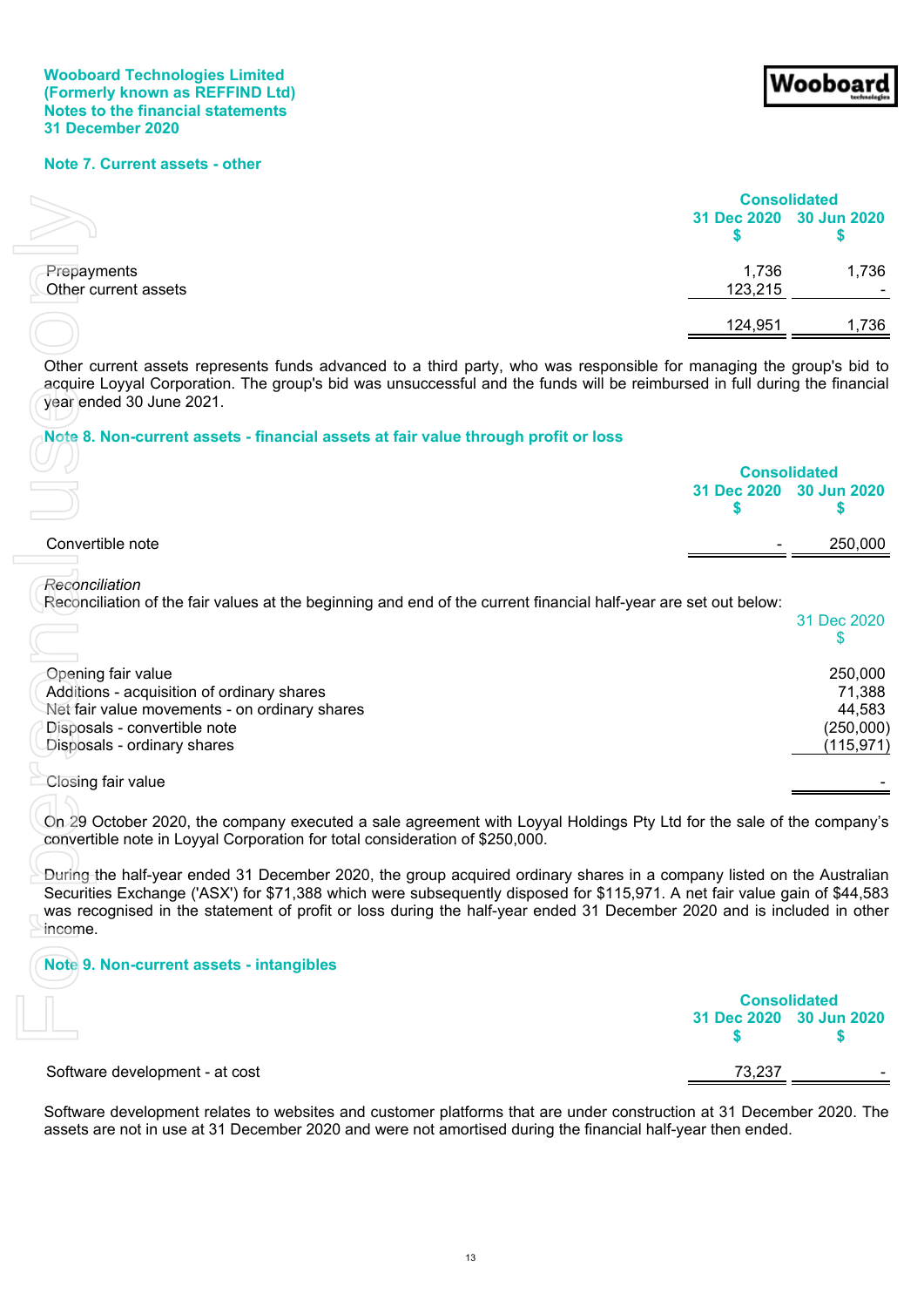**Wooboard Technologies Limited**
**(Formerly known as REFFIND Ltd)**
**Notes to the financial statements**
**31 December 2020**

## Note 7. Current assets - other

| | Consolidated | |
|---|---|---|
| | 31 Dec 2020 | 30 Jun 2020 |
| | $ | $ |
| Prepayments | 1,736 | 1,736 |
| Other current assets | 123,215 | - |
| | 124,951 | 1,736 |

Other current assets represents funds advanced to a third party, who was responsible for managing the group's bid to acquire Loyyal Corporation. The group's bid was unsuccessful and the funds will be reimbursed in full during the financial year ended 30 June 2021.

## Note 8. Non-current assets - financial assets at fair value through profit or loss

| | Consolidated | |
|---|---|---|
| | 31 Dec 2020 | 30 Jun 2020 |
| | $ | $ |
| Convertible note | - | 250,000 |

*Reconciliation*
Reconciliation of the fair values at the beginning and end of the current financial half-year are set out below:

| | 31 Dec 2020 |
|---|---|
| | $ |
| Opening fair value | 250,000 |
| Additions - acquisition of ordinary shares | 71,388 |
| Net fair value movements - on ordinary shares | 44,583 |
| Disposals - convertible note | (250,000) |
| Disposals - ordinary shares | (115,971) |
| Closing fair value | - |

On 29 October 2020, the company executed a sale agreement with Loyyal Holdings Pty Ltd for the sale of the company's convertible note in Loyyal Corporation for total consideration of $250,000.

During the half-year ended 31 December 2020, the group acquired ordinary shares in a company listed on the Australian Securities Exchange ('ASX') for $71,388 which were subsequently disposed for $115,971. A net fair value gain of $44,583 was recognised in the statement of profit or loss during the half-year ended 31 December 2020 and is included in other income.

## Note 9. Non-current assets - intangibles

| | Consolidated | |
|---|---|---|
| | 31 Dec 2020 | 30 Jun 2020 |
| | $ | $ |
| Software development - at cost | 73,237 | - |

Software development relates to websites and customer platforms that are under construction at 31 December 2020. The assets are not in use at 31 December 2020 and were not amortised during the financial half-year then ended.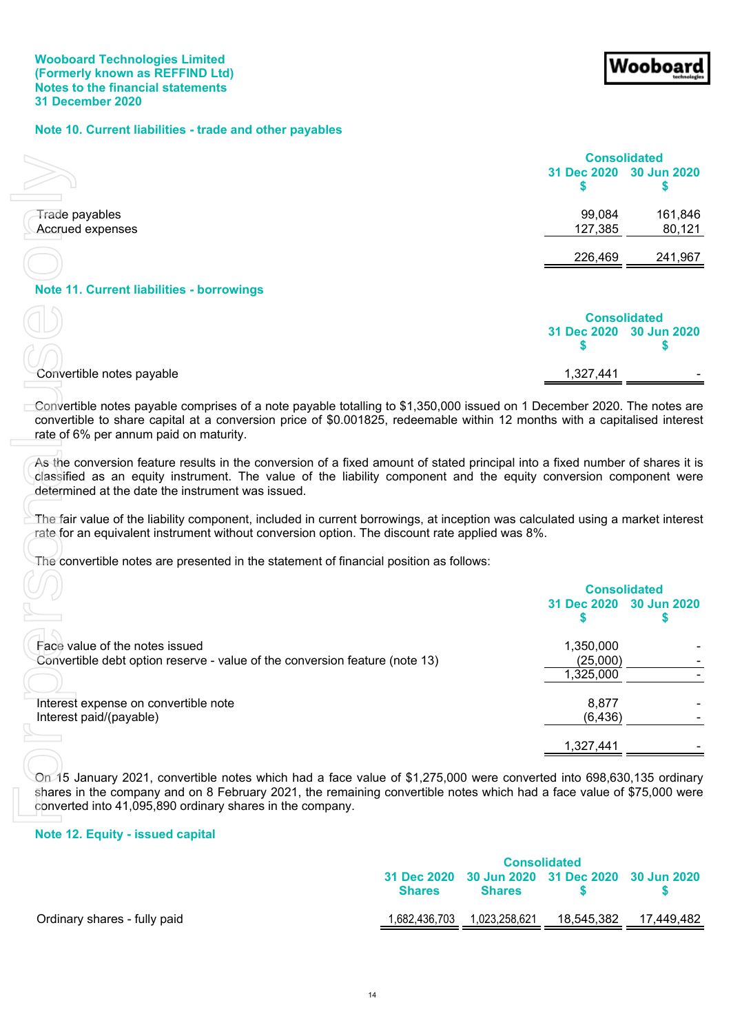Wooboard Technologies Limited
(Formerly known as REFFIND Ltd)
Notes to the financial statements
31 December 2020

## Note 10. Current liabilities - trade and other payables

| | Consolidated | |
|---|---|---|
| | 31 Dec 2020 $ | 30 Jun 2020 $ |
| Trade payables | 99,084 | 161,846 |
| Accrued expenses | 127,385 | 80,121 |
| | 226,469 | 241,967 |

## Note 11. Current liabilities - borrowings

| | Consolidated | |
|---|---|---|
| | 31 Dec 2020 $ | 30 Jun 2020 $ |
| Convertible notes payable | 1,327,441 | - |

Convertible notes payable comprises of a note payable totalling to $1,350,000 issued on 1 December 2020. The notes are convertible to share capital at a conversion price of $0.001825, redeemable within 12 months with a capitalised interest rate of 6% per annum paid on maturity.

As the conversion feature results in the conversion of a fixed amount of stated principal into a fixed number of shares it is classified as an equity instrument. The value of the liability component and the equity conversion component were determined at the date the instrument was issued.

The fair value of the liability component, included in current borrowings, at inception was calculated using a market interest rate for an equivalent instrument without conversion option. The discount rate applied was 8%.

The convertible notes are presented in the statement of financial position as follows:

| | Consolidated | |
|---|---|---|
| | 31 Dec 2020 $ | 30 Jun 2020 $ |
| Face value of the notes issued | 1,350,000 | - |
| Convertible debt option reserve - value of the conversion feature (note 13) | (25,000) | - |
| | 1,325,000 | - |
| Interest expense on convertible note | 8,877 | - |
| Interest paid/(payable) | (6,436) | - |
| | 1,327,441 | - |

On 15 January 2021, convertible notes which had a face value of $1,275,000 were converted into 698,630,135 ordinary shares in the company and on 8 February 2021, the remaining convertible notes which had a face value of $75,000 were converted into 41,095,890 ordinary shares in the company.

## Note 12. Equity - issued capital

| | Consolidated | | | |
|---|---|---|---|---|
| | 31 Dec 2020 Shares | 30 Jun 2020 Shares | 31 Dec 2020 $ | 30 Jun 2020 $ |
| Ordinary shares - fully paid | 1,682,436,703 | 1,023,258,621 | 18,545,382 | 17,449,482 |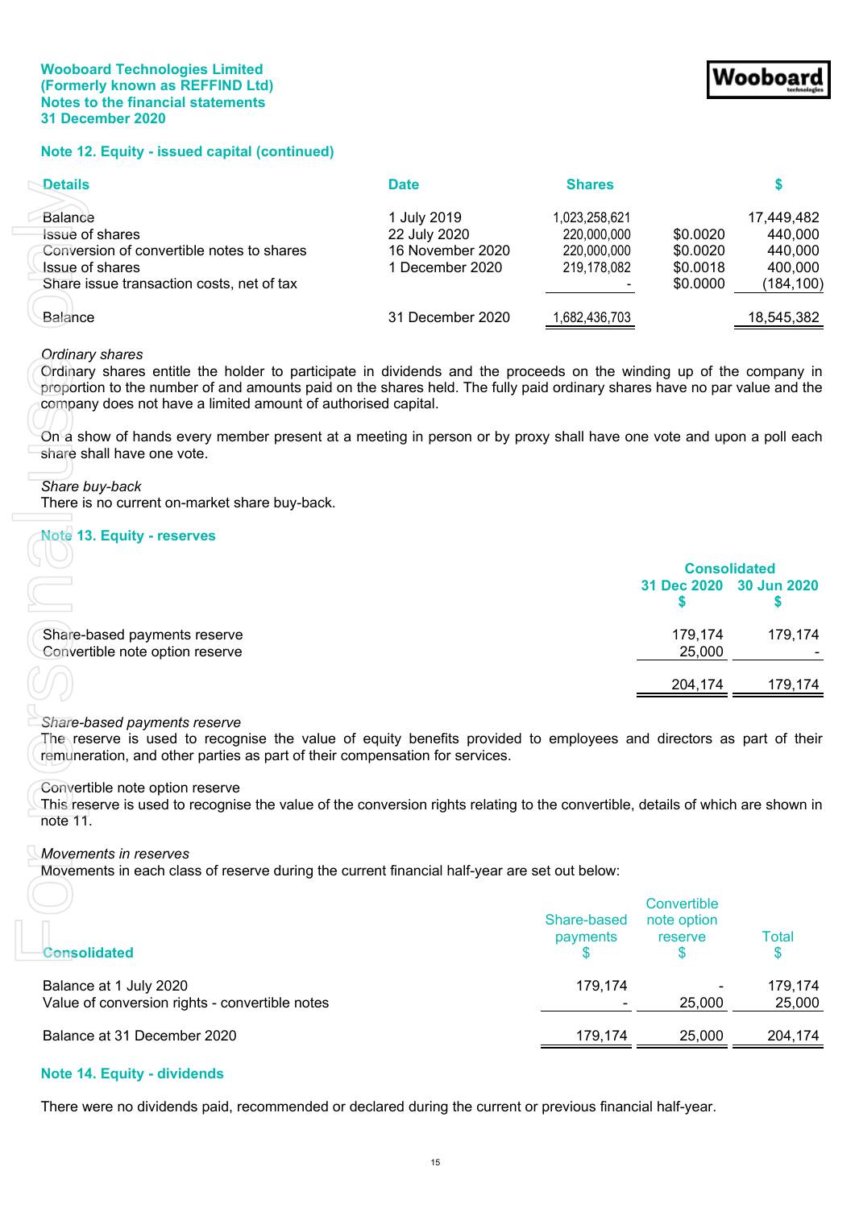## Note 12. Equity - issued capital (continued)

| Details | Date | Shares | | $ |
|---|---|---|---|---|
| Balance | 1 July 2019 | 1,023,258,621 | | 17,449,482 |
| Issue of shares | 22 July 2020 | 220,000,000 | $0.0020 | 440,000 |
| Conversion of convertible notes to shares | 16 November 2020 | 220,000,000 | $0.0020 | 440,000 |
| Issue of shares | 1 December 2020 | 219,178,082 | $0.0018 | 400,000 |
| Share issue transaction costs, net of tax | | - | $0.0000 | (184,100) |
| Balance | 31 December 2020 | 1,682,436,703 | | 18,545,382 |

*Ordinary shares*

Ordinary shares entitle the holder to participate in dividends and the proceeds on the winding up of the company in proportion to the number of and amounts paid on the shares held. The fully paid ordinary shares have no par value and the company does not have a limited amount of authorised capital.

On a show of hands every member present at a meeting in person or by proxy shall have one vote and upon a poll each share shall have one vote.

*Share buy-back*

There is no current on-market share buy-back.

## Note 13. Equity - reserves

| | Consolidated | |
|---|---|---|
| | 31 Dec 2020 $ | 30 Jun 2020 $ |
| Share-based payments reserve | 179,174 | 179,174 |
| Convertible note option reserve | 25,000 | - |
| | 204,174 | 179,174 |

*Share-based payments reserve*

The reserve is used to recognise the value of equity benefits provided to employees and directors as part of their remuneration, and other parties as part of their compensation for services.

Convertible note option reserve

This reserve is used to recognise the value of the conversion rights relating to the convertible, details of which are shown in note 11.

*Movements in reserves*

Movements in each class of reserve during the current financial half-year are set out below:

| Consolidated | Share-based payments $ | Convertible note option reserve $ | Total $ |
|---|---|---|---|
| Balance at 1 July 2020 | 179,174 | - | 179,174 |
| Value of conversion rights - convertible notes | - | 25,000 | 25,000 |
| Balance at 31 December 2020 | 179,174 | 25,000 | 204,174 |

## Note 14. Equity - dividends

There were no dividends paid, recommended or declared during the current or previous financial half-year.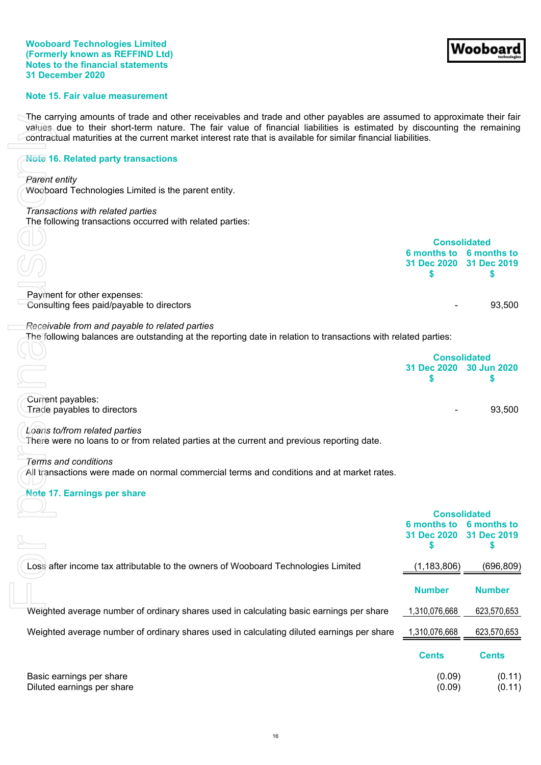## Note 15. Fair value measurement

The carrying amounts of trade and other receivables and trade and other payables are assumed to approximate their fair values due to their short-term nature. The fair value of financial liabilities is estimated by discounting the remaining contractual maturities at the current market interest rate that is available for similar financial liabilities.

## Note 16. Related party transactions

*Parent entity*
Wooboard Technologies Limited is the parent entity.

*Transactions with related parties*
The following transactions occurred with related parties:

| | Consolidated | |
|---|---|---|
| | 6 months to 31 Dec 2020 $ | 6 months to 31 Dec 2019 $ |
| Payment for other expenses: | | |
| Consulting fees paid/payable to directors | - | 93,500 |

*Receivable from and payable to related parties*
The following balances are outstanding at the reporting date in relation to transactions with related parties:

| | Consolidated | |
|---|---|---|
| | 31 Dec 2020 $ | 30 Jun 2020 $ |
| Current payables: | | |
| Trade payables to directors | - | 93,500 |

*Loans to/from related parties*
There were no loans to or from related parties at the current and previous reporting date.

*Terms and conditions*
All transactions were made on normal commercial terms and conditions and at market rates.

## Note 17. Earnings per share

| | Consolidated | |
|---|---|---|
| | 6 months to 31 Dec 2020 $ | 6 months to 31 Dec 2019 $ |
| Loss after income tax attributable to the owners of Wooboard Technologies Limited | (1,183,806) | (696,809) |
| | Number | Number |
| Weighted average number of ordinary shares used in calculating basic earnings per share | 1,310,076,668 | 623,570,653 |
| Weighted average number of ordinary shares used in calculating diluted earnings per share | 1,310,076,668 | 623,570,653 |
| | Cents | Cents |
| Basic earnings per share | (0.09) | (0.11) |
| Diluted earnings per share | (0.09) | (0.11) |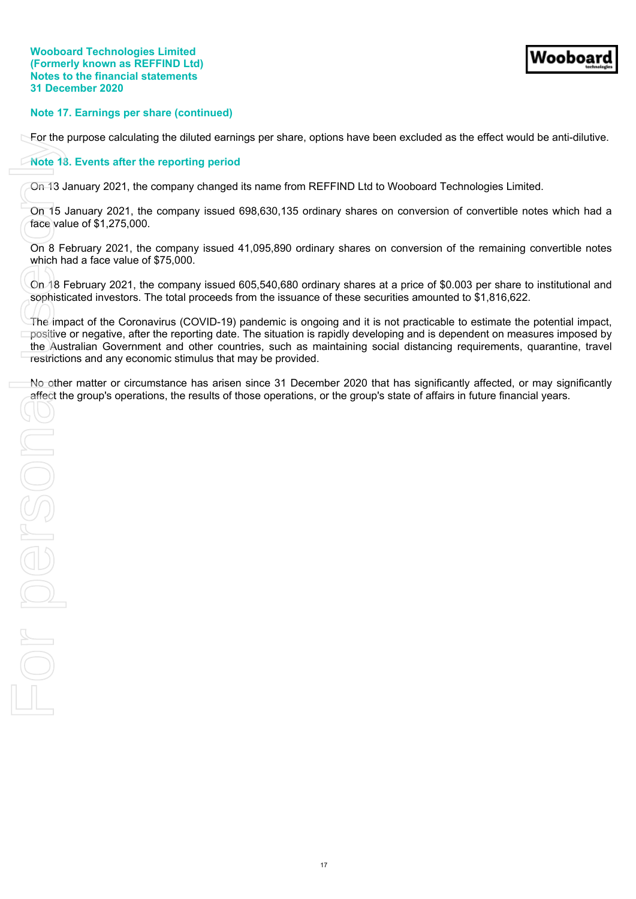## Note 17. Earnings per share (continued)

For the purpose calculating the diluted earnings per share, options have been excluded as the effect would be anti-dilutive.

## Note 18. Events after the reporting period

On 13 January 2021, the company changed its name from REFFIND Ltd to Wooboard Technologies Limited.

On 15 January 2021, the company issued 698,630,135 ordinary shares on conversion of convertible notes which had a face value of $1,275,000.

On 8 February 2021, the company issued 41,095,890 ordinary shares on conversion of the remaining convertible notes which had a face value of $75,000.

On 18 February 2021, the company issued 605,540,680 ordinary shares at a price of $0.003 per share to institutional and sophisticated investors. The total proceeds from the issuance of these securities amounted to $1,816,622.

The impact of the Coronavirus (COVID-19) pandemic is ongoing and it is not practicable to estimate the potential impact, positive or negative, after the reporting date. The situation is rapidly developing and is dependent on measures imposed by the Australian Government and other countries, such as maintaining social distancing requirements, quarantine, travel restrictions and any economic stimulus that may be provided.

No other matter or circumstance has arisen since 31 December 2020 that has significantly affected, or may significantly affect the group's operations, the results of those operations, or the group's state of affairs in future financial years.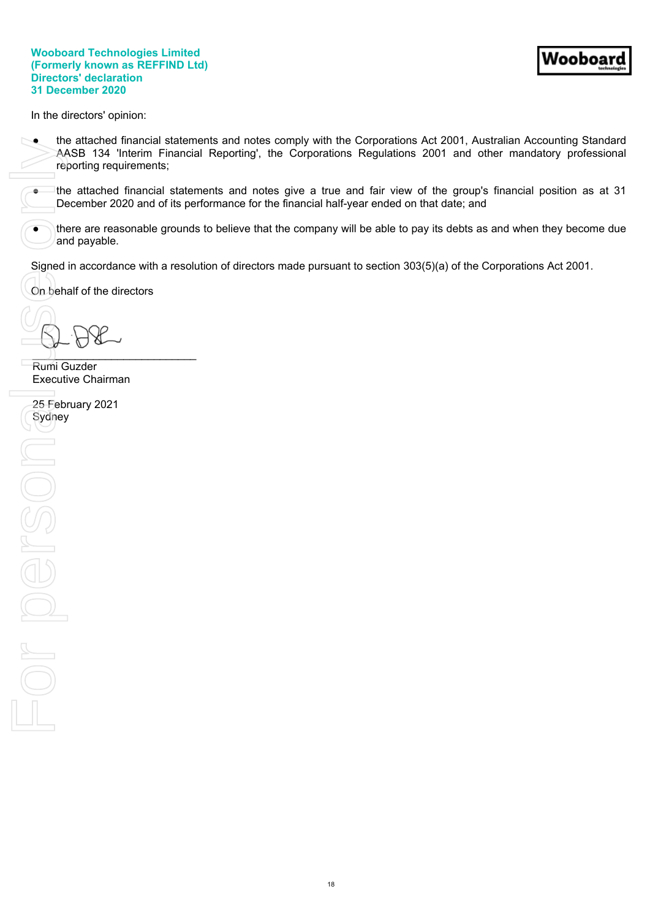**Wooboard Technologies Limited**
**(Formerly known as REFFIND Ltd)**
**Directors' declaration**
**31 December 2020**

In the directors' opinion:

- the attached financial statements and notes comply with the Corporations Act 2001, Australian Accounting Standard AASB 134 'Interim Financial Reporting', the Corporations Regulations 2001 and other mandatory professional reporting requirements;
- the attached financial statements and notes give a true and fair view of the group's financial position as at 31 December 2020 and of its performance for the financial half-year ended on that date; and
- there are reasonable grounds to believe that the company will be able to pay its debts as and when they become due and payable.

Signed in accordance with a resolution of directors made pursuant to section 303(5)(a) of the Corporations Act 2001.

On behalf of the directors

___________________________
Rumi Guzder
Executive Chairman

25 February 2021
Sydney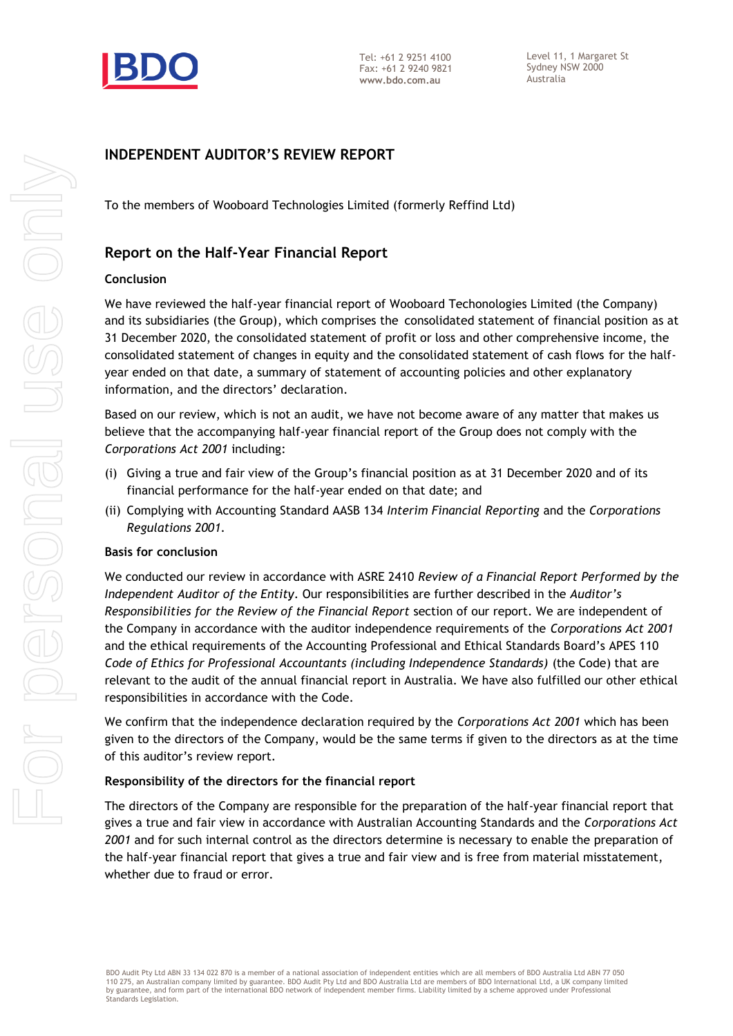# INDEPENDENT AUDITOR'S REVIEW REPORT

To the members of Wooboard Technologies Limited (formerly Reffind Ltd)

## Report on the Half-Year Financial Report

### Conclusion

We have reviewed the half-year financial report of Wooboard Techonologies Limited (the Company) and its subsidiaries (the Group), which comprises the consolidated statement of financial position as at 31 December 2020, the consolidated statement of profit or loss and other comprehensive income, the consolidated statement of changes in equity and the consolidated statement of cash flows for the half-year ended on that date, a summary of statement of accounting policies and other explanatory information, and the directors' declaration.

Based on our review, which is not an audit, we have not become aware of any matter that makes us believe that the accompanying half-year financial report of the Group does not comply with the *Corporations Act 2001* including:

(i) Giving a true and fair view of the Group's financial position as at 31 December 2020 and of its financial performance for the half-year ended on that date; and

(ii) Complying with Accounting Standard AASB 134 *Interim Financial Reporting* and the *Corporations Regulations 2001*.

### Basis for conclusion

We conducted our review in accordance with ASRE 2410 *Review of a Financial Report Performed by the Independent Auditor of the Entity*. Our responsibilities are further described in the *Auditor's Responsibilities for the Review of the Financial Report* section of our report. We are independent of the Company in accordance with the auditor independence requirements of the *Corporations Act 2001* and the ethical requirements of the Accounting Professional and Ethical Standards Board's APES 110 *Code of Ethics for Professional Accountants (including Independence Standards)* (the Code) that are relevant to the audit of the annual financial report in Australia. We have also fulfilled our other ethical responsibilities in accordance with the Code.

We confirm that the independence declaration required by the *Corporations Act 2001* which has been given to the directors of the Company, would be the same terms if given to the directors as at the time of this auditor's review report.

### Responsibility of the directors for the financial report

The directors of the Company are responsible for the preparation of the half-year financial report that gives a true and fair view in accordance with Australian Accounting Standards and the *Corporations Act 2001* and for such internal control as the directors determine is necessary to enable the preparation of the half-year financial report that gives a true and fair view and is free from material misstatement, whether due to fraud or error.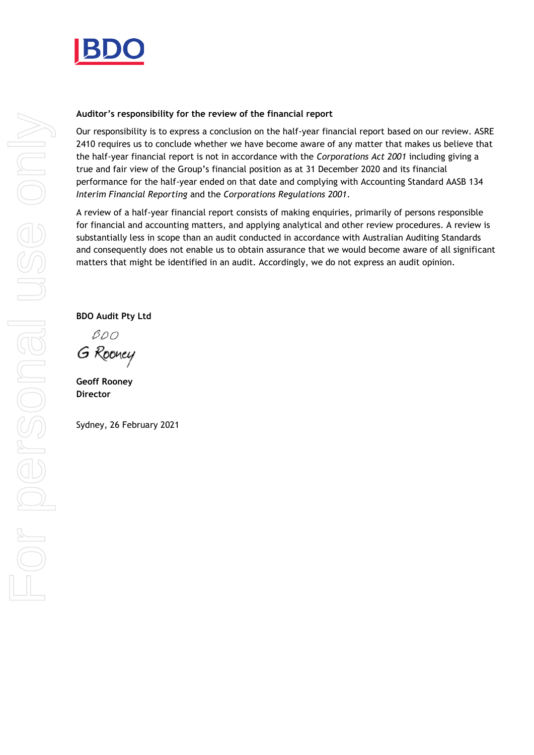**Auditor's responsibility for the review of the financial report**

Our responsibility is to express a conclusion on the half-year financial report based on our review. ASRE 2410 requires us to conclude whether we have become aware of any matter that makes us believe that the half-year financial report is not in accordance with the *Corporations Act 2001* including giving a true and fair view of the Group's financial position as at 31 December 2020 and its financial performance for the half-year ended on that date and complying with Accounting Standard AASB 134 *Interim Financial Reporting* and the *Corporations Regulations 2001*.

A review of a half-year financial report consists of making enquiries, primarily of persons responsible for financial and accounting matters, and applying analytical and other review procedures. A review is substantially less in scope than an audit conducted in accordance with Australian Auditing Standards and consequently does not enable us to obtain assurance that we would become aware of all significant matters that might be identified in an audit. Accordingly, we do not express an audit opinion.

**BDO Audit Pty Ltd**

BDO
G Rooney

**Geoff Rooney**
**Director**

Sydney, 26 February 2021